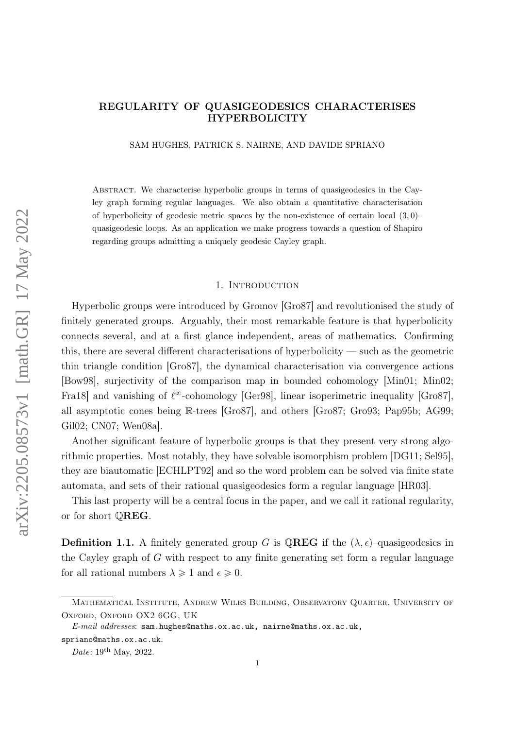# REGULARITY OF QUASIGEODESICS CHARACTERISES HYPERBOLICITY

SAM HUGHES, PATRICK S. NAIRNE, AND DAVIDE SPRIANO

Abstract. We characterise hyperbolic groups in terms of quasigeodesics in the Cayley graph forming regular languages. We also obtain a quantitative characterisation of hyperbolicity of geodesic metric spaces by the non-existence of certain local $(3,0)$–quasigeodesic loops. As an application we make progress towards a question of Shapiro regarding groups admitting a uniquely geodesic Cayley graph.

## 1. Introduction

Hyperbolic groups were introduced by Gromov [Gro87] and revolutionised the study of finitely generated groups. Arguably, their most remarkable feature is that hyperbolicity connects several, and at a first glance independent, areas of mathematics. Confirming this, there are several different characterisations of hyperbolicity — such as the geometric thin triangle condition [Gro87], the dynamical characterisation via convergence actions [Bow98], surjectivity of the comparison map in bounded cohomology [Min01; Min02; Fra18] and vanishing of $\ell^\infty$-cohomology [Ger98], linear isoperimetric inequality [Gro87], all asymptotic cones being $\mathbb{R}$-trees [Gro87], and others [Gro87; Gro93; Pap95b; AG99; Gil02; CN07; Wen08a].

Another significant feature of hyperbolic groups is that they present very strong algorithmic properties. Most notably, they have solvable isomorphism problem [DG11; Sel95], they are biautomatic [ECHLPT92] and so the word problem can be solved via finite state automata, and sets of their rational quasigeodesics form a regular language [HR03].

This last property will be a central focus in the paper, and we call it rational regularity, or for short $\mathbb{Q}$**REG**.

**Definition 1.1.** A finitely generated group $G$ is $\mathbb{Q}$**REG** if the $(\lambda, \epsilon)$–quasigeodesics in the Cayley graph of $G$ with respect to any finite generating set form a regular language for all rational numbers $\lambda \geqslant 1$ and $\epsilon \geqslant 0$.

---

Mathematical Institute, Andrew Wiles Building, Observatory Quarter, University of Oxford, Oxford OX2 6GG, UK

*E-mail addresses*: sam.hughes@maths.ox.ac.uk, nairne@maths.ox.ac.uk, spriano@maths.ox.ac.uk.

*Date*: 19th May, 2022.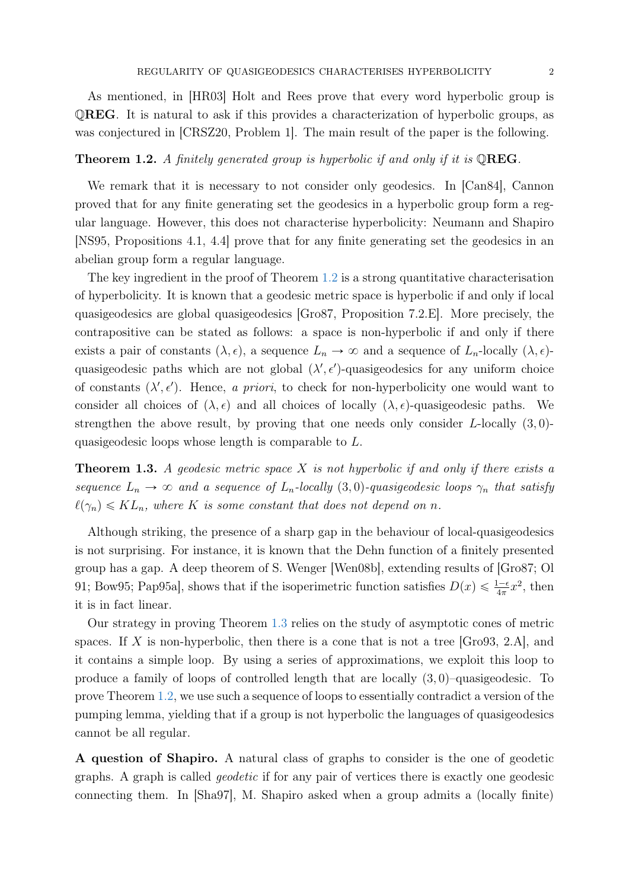As mentioned, in [HR03] Holt and Rees prove that every word hyperbolic group is $\mathbb{Q}$**REG**. It is natural to ask if this provides a characterization of hyperbolic groups, as was conjectured in [CRSZ20, Problem 1]. The main result of the paper is the following.

**Theorem 1.2.** *A finitely generated group is hyperbolic if and only if it is* $\mathbb{Q}$**REG**.

We remark that it is necessary to not consider only geodesics. In [Can84], Cannon proved that for any finite generating set the geodesics in a hyperbolic group form a regular language. However, this does not characterise hyperbolicity: Neumann and Shapiro [NS95, Propositions 4.1, 4.4] prove that for any finite generating set the geodesics in an abelian group form a regular language.

The key ingredient in the proof of Theorem 1.2 is a strong quantitative characterisation of hyperbolicity. It is known that a geodesic metric space is hyperbolic if and only if local quasigeodesics are global quasigeodesics [Gro87, Proposition 7.2.E]. More precisely, the contrapositive can be stated as follows: a space is non-hyperbolic if and only if there exists a pair of constants $(\lambda, \epsilon)$, a sequence $L_n \to \infty$ and a sequence of $L_n$-locally $(\lambda, \epsilon)$-quasigeodesic paths which are not global $(\lambda', \epsilon')$-quasigeodesics for any uniform choice of constants $(\lambda', \epsilon')$. Hence, *a priori*, to check for non-hyperbolicity one would want to consider all choices of $(\lambda, \epsilon)$ and all choices of locally $(\lambda, \epsilon)$-quasigeodesic paths. We strengthen the above result, by proving that one needs only consider $L$-locally $(3, 0)$-quasigeodesic loops whose length is comparable to $L$.

**Theorem 1.3.** *A geodesic metric space $X$ is not hyperbolic if and only if there exists a sequence $L_n \to \infty$ and a sequence of $L_n$-locally $(3, 0)$-quasigeodesic loops $\gamma_n$ that satisfy $\ell(\gamma_n) \leqslant KL_n$, where $K$ is some constant that does not depend on $n$.*

Although striking, the presence of a sharp gap in the behaviour of local-quasigeodesics is not surprising. For instance, it is known that the Dehn function of a finitely presented group has a gap. A deep theorem of S. Wenger [Wen08b], extending results of [Gro87; Ol 91; Bow95; Pap95a], shows that if the isoperimetric function satisfies $D(x) \leqslant \frac{1-\epsilon}{4\pi} x^2$, then it is in fact linear.

Our strategy in proving Theorem 1.3 relies on the study of asymptotic cones of metric spaces. If $X$ is non-hyperbolic, then there is a cone that is not a tree [Gro93, 2.A], and it contains a simple loop. By using a series of approximations, we exploit this loop to produce a family of loops of controlled length that are locally $(3, 0)$–quasigeodesic. To prove Theorem 1.2, we use such a sequence of loops to essentially contradict a version of the pumping lemma, yielding that if a group is not hyperbolic the languages of quasigeodesics cannot be all regular.

**A question of Shapiro.** A natural class of graphs to consider is the one of geodetic graphs. A graph is called *geodetic* if for any pair of vertices there is exactly one geodesic connecting them. In [Sha97], M. Shapiro asked when a group admits a (locally finite)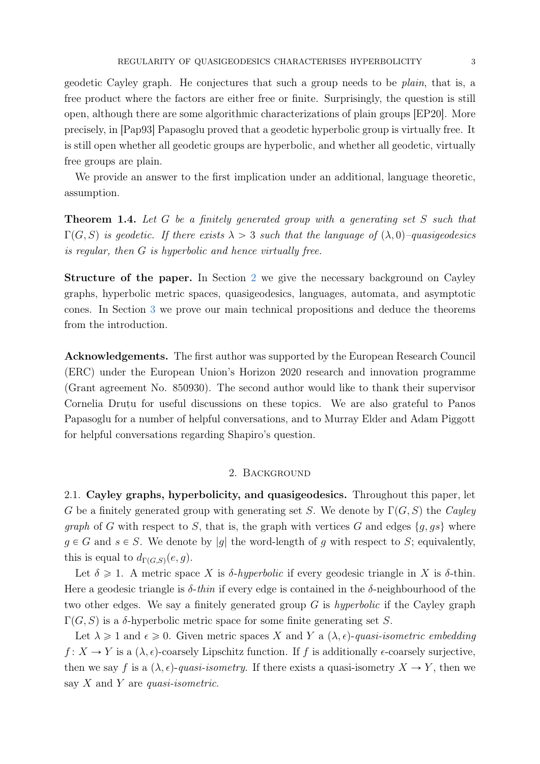geodetic Cayley graph. He conjectures that such a group needs to be *plain*, that is, a free product where the factors are either free or finite. Surprisingly, the question is still open, although there are some algorithmic characterizations of plain groups [EP20]. More precisely, in [Pap93] Papasoglu proved that a geodetic hyperbolic group is virtually free. It is still open whether all geodetic groups are hyperbolic, and whether all geodetic, virtually free groups are plain.

We provide an answer to the first implication under an additional, language theoretic, assumption.

**Theorem 1.4.** *Let $G$ be a finitely generated group with a generating set $S$ such that $\Gamma(G,S)$ is geodetic. If there exists $\lambda > 3$ such that the language of $(\lambda, 0)$–quasigeodesics is regular, then $G$ is hyperbolic and hence virtually free.*

**Structure of the paper.** In Section 2 we give the necessary background on Cayley graphs, hyperbolic metric spaces, quasigeodesics, languages, automata, and asymptotic cones. In Section 3 we prove our main technical propositions and deduce the theorems from the introduction.

**Acknowledgements.** The first author was supported by the European Research Council (ERC) under the European Union's Horizon 2020 research and innovation programme (Grant agreement No. 850930). The second author would like to thank their supervisor Cornelia Druțu for useful discussions on these topics. We are also grateful to Panos Papasoglu for a number of helpful conversations, and to Murray Elder and Adam Piggott for helpful conversations regarding Shapiro's question.

## 2. Background

2.1. **Cayley graphs, hyperbolicity, and quasigeodesics.** Throughout this paper, let $G$ be a finitely generated group with generating set $S$. We denote by $\Gamma(G,S)$ the *Cayley graph* of $G$ with respect to $S$, that is, the graph with vertices $G$ and edges $\{g, gs\}$ where $g \in G$ and $s \in S$. We denote by $|g|$ the word-length of $g$ with respect to $S$; equivalently, this is equal to $d_{\Gamma(G,S)}(e, g)$.

Let $\delta \geqslant 1$. A metric space $X$ is $\delta$-*hyperbolic* if every geodesic triangle in $X$ is $\delta$-thin. Here a geodesic triangle is $\delta$-*thin* if every edge is contained in the $\delta$-neighbourhood of the two other edges. We say a finitely generated group $G$ is *hyperbolic* if the Cayley graph $\Gamma(G,S)$ is a $\delta$-hyperbolic metric space for some finite generating set $S$.

Let $\lambda \geqslant 1$ and $\epsilon \geqslant 0$. Given metric spaces $X$ and $Y$ a $(\lambda, \epsilon)$-*quasi-isometric embedding* $f \colon X \to Y$ is a $(\lambda, \epsilon)$-coarsely Lipschitz function. If $f$ is additionally $\epsilon$-coarsely surjective, then we say $f$ is a $(\lambda, \epsilon)$-*quasi-isometry*. If there exists a quasi-isometry $X \to Y$, then we say $X$ and $Y$ are *quasi-isometric*.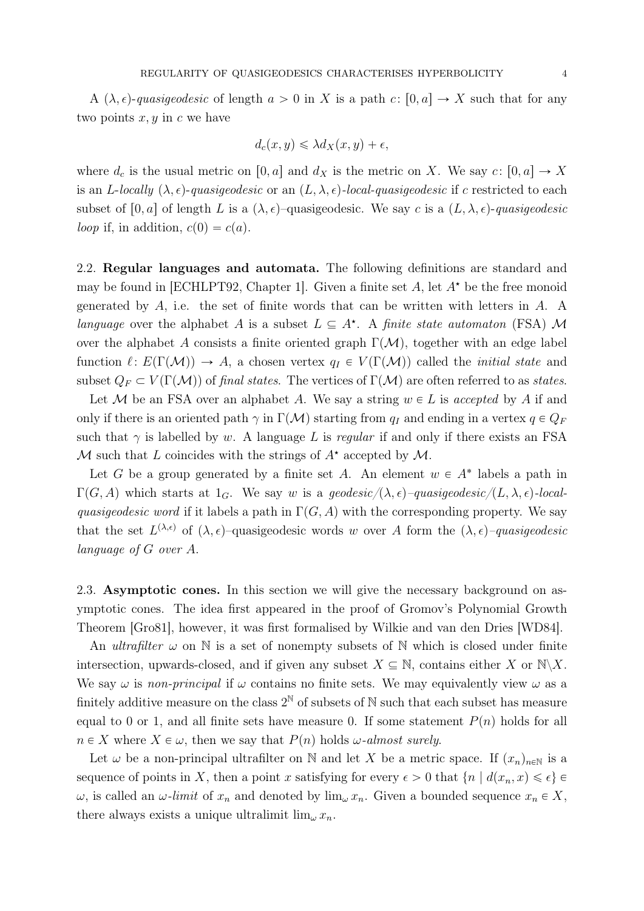A $(\lambda, \epsilon)$-*quasigeodesic* of length $a > 0$ in $X$ is a path $c\colon [0, a] \to X$ such that for any two points $x, y$ in $c$ we have

$$d_c(x, y) \leqslant \lambda d_X(x, y) + \epsilon,$$

where $d_c$ is the usual metric on $[0, a]$ and $d_X$ is the metric on $X$. We say $c\colon [0, a] \to X$ is an $L$-*locally* $(\lambda, \epsilon)$-*quasigeodesic* or an $(L, \lambda, \epsilon)$-*local-quasigeodesic* if $c$ restricted to each subset of $[0, a]$ of length $L$ is a $(\lambda, \epsilon)$–quasigeodesic. We say $c$ is a $(L, \lambda, \epsilon)$-*quasigeodesic loop* if, in addition, $c(0) = c(a)$.

2.2. **Regular languages and automata.** The following definitions are standard and may be found in [ECHLPT92, Chapter 1]. Given a finite set $A$, let $A^\star$ be the free monoid generated by $A$, i.e. the set of finite words that can be written with letters in $A$. A *language* over the alphabet $A$ is a subset $L \subseteq A^\star$. A *finite state automaton* (FSA) $\mathcal{M}$ over the alphabet $A$ consists a finite oriented graph $\Gamma(\mathcal{M})$, together with an edge label function $\ell\colon E(\Gamma(\mathcal{M})) \to A$, a chosen vertex $q_I \in V(\Gamma(\mathcal{M}))$ called the *initial state* and subset $Q_F \subset V(\Gamma(\mathcal{M}))$ of *final states*. The vertices of $\Gamma(\mathcal{M})$ are often referred to as *states*.

Let $\mathcal{M}$ be an FSA over an alphabet $A$. We say a string $w \in L$ is *accepted* by $A$ if and only if there is an oriented path $\gamma$ in $\Gamma(\mathcal{M})$ starting from $q_I$ and ending in a vertex $q \in Q_F$ such that $\gamma$ is labelled by $w$. A language $L$ is *regular* if and only if there exists an FSA $\mathcal{M}$ such that $L$ coincides with the strings of $A^\star$ accepted by $\mathcal{M}$.

Let $G$ be a group generated by a finite set $A$. An element $w \in A^*$ labels a path in $\Gamma(G, A)$ which starts at $1_G$. We say $w$ is a *geodesic/$(\lambda, \epsilon)$–quasigeodesic/$(L, \lambda, \epsilon)$-local-quasigeodesic word* if it labels a path in $\Gamma(G, A)$ with the corresponding property. We say that the set $L^{(\lambda, \epsilon)}$ of $(\lambda, \epsilon)$–quasigeodesic words $w$ over $A$ form the *$(\lambda, \epsilon)$–quasigeodesic language of $G$ over $A$*.

2.3. **Asymptotic cones.** In this section we will give the necessary background on asymptotic cones. The idea first appeared in the proof of Gromov's Polynomial Growth Theorem [Gro81], however, it was first formalised by Wilkie and van den Dries [WD84].

An *ultrafilter* $\omega$ on $\mathbb{N}$ is a set of nonempty subsets of $\mathbb{N}$ which is closed under finite intersection, upwards-closed, and if given any subset $X \subseteq \mathbb{N}$, contains either $X$ or $\mathbb{N} \backslash X$. We say $\omega$ is *non-principal* if $\omega$ contains no finite sets. We may equivalently view $\omega$ as a finitely additive measure on the class $2^{\mathbb{N}}$ of subsets of $\mathbb{N}$ such that each subset has measure equal to 0 or 1, and all finite sets have measure 0. If some statement $P(n)$ holds for all $n \in X$ where $X \in \omega$, then we say that $P(n)$ holds *$\omega$-almost surely*.

Let $\omega$ be a non-principal ultrafilter on $\mathbb{N}$ and let $X$ be a metric space. If $(x_n)_{n \in \mathbb{N}}$ is a sequence of points in $X$, then a point $x$ satisfying for every $\epsilon > 0$ that $\{n \mid d(x_n, x) \leqslant \epsilon\} \in \omega$, is called an *$\omega$-limit* of $x_n$ and denoted by $\lim_\omega x_n$. Given a bounded sequence $x_n \in X$, there always exists a unique ultralimit $\lim_\omega x_n$.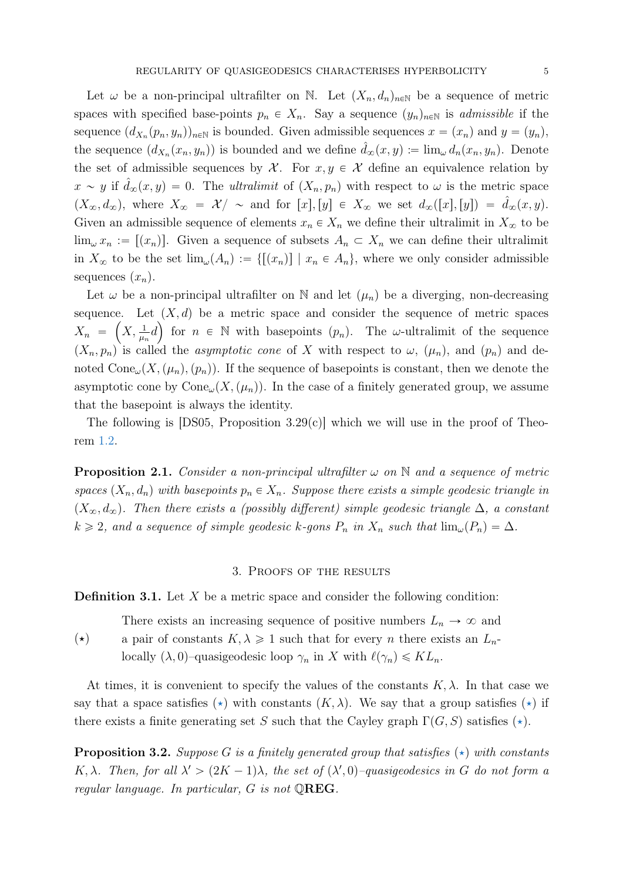Let $\omega$ be a non-principal ultrafilter on $\mathbb{N}$. Let $(X_n, d_n)_{n \in \mathbb{N}}$ be a sequence of metric spaces with specified base-points $p_n \in X_n$. Say a sequence $(y_n)_{n \in \mathbb{N}}$ is *admissible* if the sequence $(d_{X_n}(p_n, y_n))_{n \in \mathbb{N}}$ is bounded. Given admissible sequences $x = (x_n)$ and $y = (y_n)$, the sequence $(d_{X_n}(x_n, y_n))$ is bounded and we define $\hat{d}_\infty(x, y) := \lim_\omega d_n(x_n, y_n)$. Denote the set of admissible sequences by $\mathcal{X}$. For $x, y \in \mathcal{X}$ define an equivalence relation by $x \sim y$ if $\hat{d}_\infty(x, y) = 0$. The *ultralimit* of $(X_n, p_n)$ with respect to $\omega$ is the metric space $(X_\infty, d_\infty)$, where $X_\infty = \mathcal{X}/\sim$ and for $[x], [y] \in X_\infty$ we set $d_\infty([x], [y]) = \hat{d}_\infty(x, y)$. Given an admissible sequence of elements $x_n \in X_n$ we define their ultralimit in $X_\infty$ to be $\lim_\omega x_n := [(x_n)]$. Given a sequence of subsets $A_n \subset X_n$ we can define their ultralimit in $X_\infty$ to be the set $\lim_\omega(A_n) := \{[(x_n)] \mid x_n \in A_n\}$, where we only consider admissible sequences $(x_n)$.

Let $\omega$ be a non-principal ultrafilter on $\mathbb{N}$ and let $(\mu_n)$ be a diverging, non-decreasing sequence. Let $(X, d)$ be a metric space and consider the sequence of metric spaces $X_n = \left(X, \frac{1}{\mu_n} d\right)$ for $n \in \mathbb{N}$ with basepoints $(p_n)$. The $\omega$-ultralimit of the sequence $(X_n, p_n)$ is called the *asymptotic cone* of $X$ with respect to $\omega$, $(\mu_n)$, and $(p_n)$ and denoted $\mathrm{Cone}_\omega(X, (\mu_n), (p_n))$. If the sequence of basepoints is constant, then we denote the asymptotic cone by $\mathrm{Cone}_\omega(X, (\mu_n))$. In the case of a finitely generated group, we assume that the basepoint is always the identity.

The following is [DS05, Proposition 3.29(c)] which we will use in the proof of Theorem 1.2.

**Proposition 2.1.** *Consider a non-principal ultrafilter $\omega$ on $\mathbb{N}$ and a sequence of metric spaces $(X_n, d_n)$ with basepoints $p_n \in X_n$. Suppose there exists a simple geodesic triangle in $(X_\infty, d_\infty)$. Then there exists a (possibly different) simple geodesic triangle $\Delta$, a constant $k \geqslant 2$, and a sequence of simple geodesic $k$-gons $P_n$ in $X_n$ such that $\lim_\omega(P_n) = \Delta$.*

## 3. Proofs of the results

**Definition 3.1.** Let $X$ be a metric space and consider the following condition:

($\star$) There exists an increasing sequence of positive numbers $L_n \to \infty$ and a pair of constants $K, \lambda \geqslant 1$ such that for every $n$ there exists an $L_n$-locally $(\lambda, 0)$–quasigeodesic loop $\gamma_n$ in $X$ with $\ell(\gamma_n) \leqslant K L_n$.

At times, it is convenient to specify the values of the constants $K, \lambda$. In that case we say that a space satisfies ($\star$) with constants $(K, \lambda)$. We say that a group satisfies ($\star$) if there exists a finite generating set $S$ such that the Cayley graph $\Gamma(G, S)$ satisfies ($\star$).

**Proposition 3.2.** *Suppose $G$ is a finitely generated group that satisfies ($\star$) with constants $K, \lambda$. Then, for all $\lambda' > (2K - 1)\lambda$, the set of $(\lambda', 0)$–quasigeodesics in $G$ do not form a regular language. In particular, $G$ is not* $\mathbb{Q}$**REG**.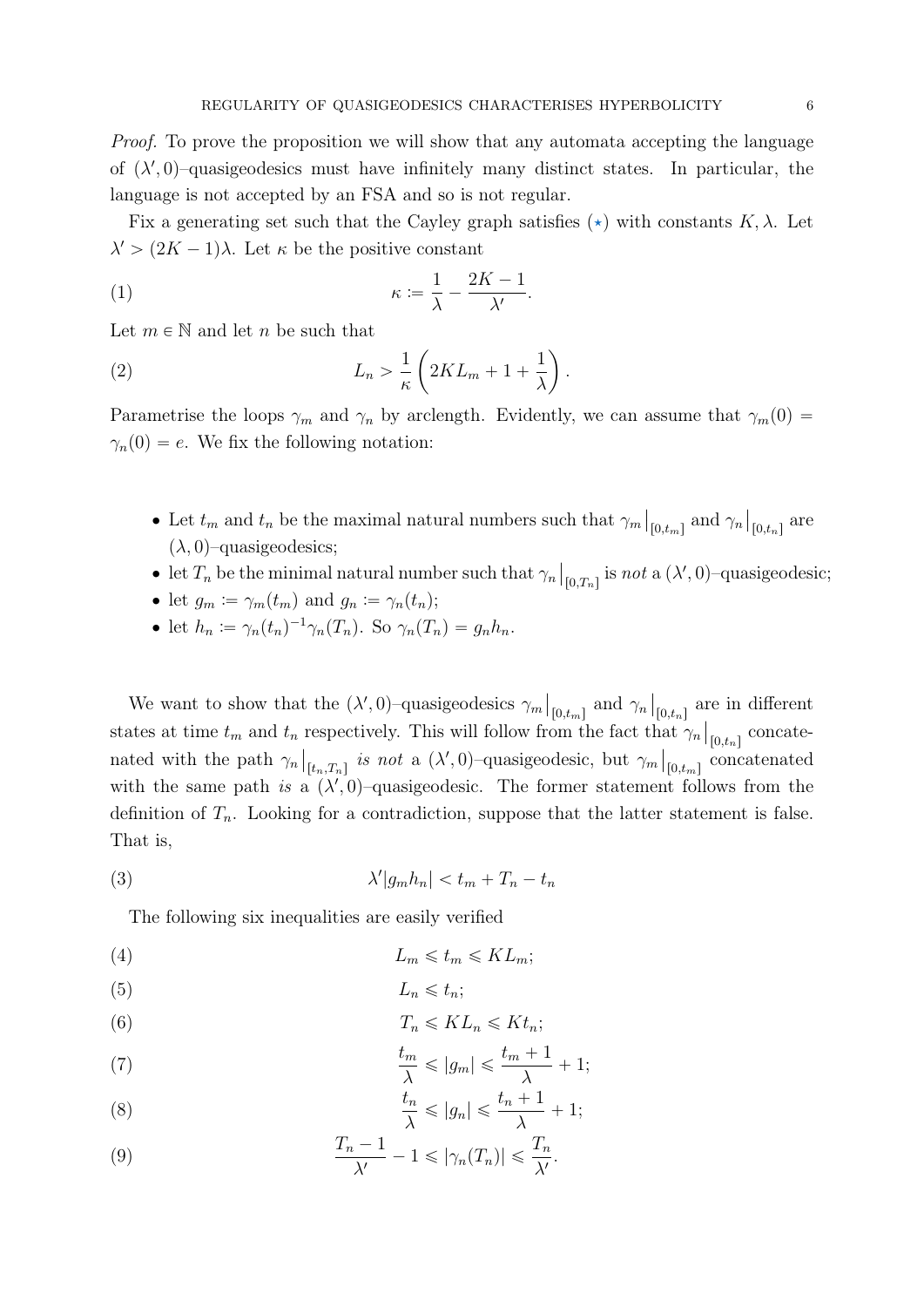*Proof.* To prove the proposition we will show that any automata accepting the language of $(\lambda', 0)$–quasigeodesics must have infinitely many distinct states. In particular, the language is not accepted by an FSA and so is not regular.

Fix a generating set such that the Cayley graph satisfies ($\star$) with constants $K, \lambda$. Let $\lambda' > (2K-1)\lambda$. Let $\kappa$ be the positive constant

$$\kappa := \frac{1}{\lambda} - \frac{2K-1}{\lambda'}. \tag{1}$$

Let $m \in \mathbb{N}$ and let $n$ be such that

$$L_n > \frac{1}{\kappa}\left(2KL_m + 1 + \frac{1}{\lambda}\right). \tag{2}$$

Parametrise the loops $\gamma_m$ and $\gamma_n$ by arclength. Evidently, we can assume that $\gamma_m(0) = \gamma_n(0) = e$. We fix the following notation:

- Let $t_m$ and $t_n$ be the maximal natural numbers such that $\gamma_m\big|_{[0,t_m]}$ and $\gamma_n\big|_{[0,t_n]}$ are $(\lambda, 0)$–quasigeodesics;
- let $T_n$ be the minimal natural number such that $\gamma_n\big|_{[0,T_n]}$ is *not* a $(\lambda', 0)$–quasigeodesic;
- let $g_m := \gamma_m(t_m)$ and $g_n := \gamma_n(t_n)$;
- let $h_n := \gamma_n(t_n)^{-1}\gamma_n(T_n)$. So $\gamma_n(T_n) = g_n h_n$.

We want to show that the $(\lambda', 0)$–quasigeodesics $\gamma_m\big|_{[0,t_m]}$ and $\gamma_n\big|_{[0,t_n]}$ are in different states at time $t_m$ and $t_n$ respectively. This will follow from the fact that $\gamma_n\big|_{[0,t_n]}$ concatenated with the path $\gamma_n\big|_{[t_n,T_n]}$ *is not* a $(\lambda', 0)$–quasigeodesic, but $\gamma_m\big|_{[0,t_m]}$ concatenated with the same path *is* a $(\lambda', 0)$–quasigeodesic. The former statement follows from the definition of $T_n$. Looking for a contradiction, suppose that the latter statement is false. That is,

$$\lambda' |g_m h_n| < t_m + T_n - t_n \tag{3}$$

The following six inequalities are easily verified

$$L_m \leqslant t_m \leqslant KL_m; \tag{4}$$

$$L_n \leqslant t_n; \tag{5}$$

$$T_n \leqslant KL_n \leqslant Kt_n; \tag{6}$$

$$\frac{t_m}{\lambda} \leqslant |g_m| \leqslant \frac{t_m + 1}{\lambda} + 1; \tag{7}$$

$$\frac{t_n}{\lambda} \leqslant |g_n| \leqslant \frac{t_n + 1}{\lambda} + 1; \tag{8}$$

$$\frac{T_n - 1}{\lambda'} - 1 \leqslant |\gamma_n(T_n)| \leqslant \frac{T_n}{\lambda'}. \tag{9}$$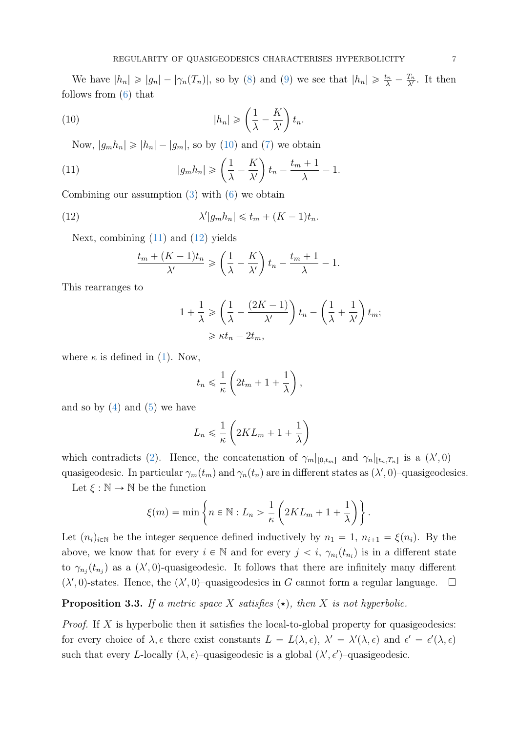We have $|h_n| \geqslant |g_n| - |\gamma_n(T_n)|$, so by (8) and (9) we see that $|h_n| \geqslant \frac{t_n}{\lambda} - \frac{T_n}{\lambda'}$. It then follows from (6) that

$$|h_n| \geqslant \left(\frac{1}{\lambda} - \frac{K}{\lambda'}\right) t_n. \tag{10}$$

Now, $|g_m h_n| \geqslant |h_n| - |g_m|$, so by (10) and (7) we obtain

$$|g_m h_n| \geqslant \left(\frac{1}{\lambda} - \frac{K}{\lambda'}\right) t_n - \frac{t_m + 1}{\lambda} - 1. \tag{11}$$

Combining our assumption (3) with (6) we obtain

$$\lambda' |g_m h_n| \leqslant t_m + (K-1) t_n. \tag{12}$$

Next, combining (11) and (12) yields

$$\frac{t_m + (K-1)t_n}{\lambda'} \geqslant \left(\frac{1}{\lambda} - \frac{K}{\lambda'}\right) t_n - \frac{t_m + 1}{\lambda} - 1.$$

This rearranges to

$$\begin{aligned} 1 + \frac{1}{\lambda} &\geqslant \left(\frac{1}{\lambda} - \frac{(2K-1)}{\lambda'}\right) t_n - \left(\frac{1}{\lambda} + \frac{1}{\lambda'}\right) t_m; \\ &\geqslant \kappa t_n - 2t_m, \end{aligned}$$

where $\kappa$ is defined in (1). Now,

$$t_n \leqslant \frac{1}{\kappa}\left(2t_m + 1 + \frac{1}{\lambda}\right),$$

and so by (4) and (5) we have

$$L_n \leqslant \frac{1}{\kappa}\left(2KL_m + 1 + \frac{1}{\lambda}\right)$$

which contradicts (2). Hence, the concatenation of $\gamma_m|_{[0,t_m]}$ and $\gamma_n|_{[t_n,T_n]}$ is a $(\lambda', 0)$–quasigeodesic. In particular $\gamma_m(t_m)$ and $\gamma_n(t_n)$ are in different states as $(\lambda', 0)$–quasigeodesics.

Let $\xi : \mathbb{N} \to \mathbb{N}$ be the function

$$\xi(m) = \min\left\{n \in \mathbb{N} : L_n > \frac{1}{\kappa}\left(2KL_m + 1 + \frac{1}{\lambda}\right)\right\}.$$

Let $(n_i)_{i\in\mathbb{N}}$ be the integer sequence defined inductively by $n_1 = 1$, $n_{i+1} = \xi(n_i)$. By the above, we know that for every $i \in \mathbb{N}$ and for every $j < i$, $\gamma_{n_i}(t_{n_i})$ is in a different state to $\gamma_{n_j}(t_{n_j})$ as a $(\lambda', 0)$-quasigeodesic. It follows that there are infinitely many different $(\lambda', 0)$-states. Hence, the $(\lambda', 0)$–quasigeodesics in $G$ cannot form a regular language. $\square$

**Proposition 3.3.** *If a metric space $X$ satisfies $(\star)$, then $X$ is not hyperbolic.*

*Proof.* If $X$ is hyperbolic then it satisfies the local-to-global property for quasigeodesics: for every choice of $\lambda, \epsilon$ there exist constants $L = L(\lambda, \epsilon)$, $\lambda' = \lambda'(\lambda, \epsilon)$ and $\epsilon' = \epsilon'(\lambda, \epsilon)$ such that every $L$-locally $(\lambda, \epsilon)$–quasigeodesic is a global $(\lambda', \epsilon')$–quasigeodesic.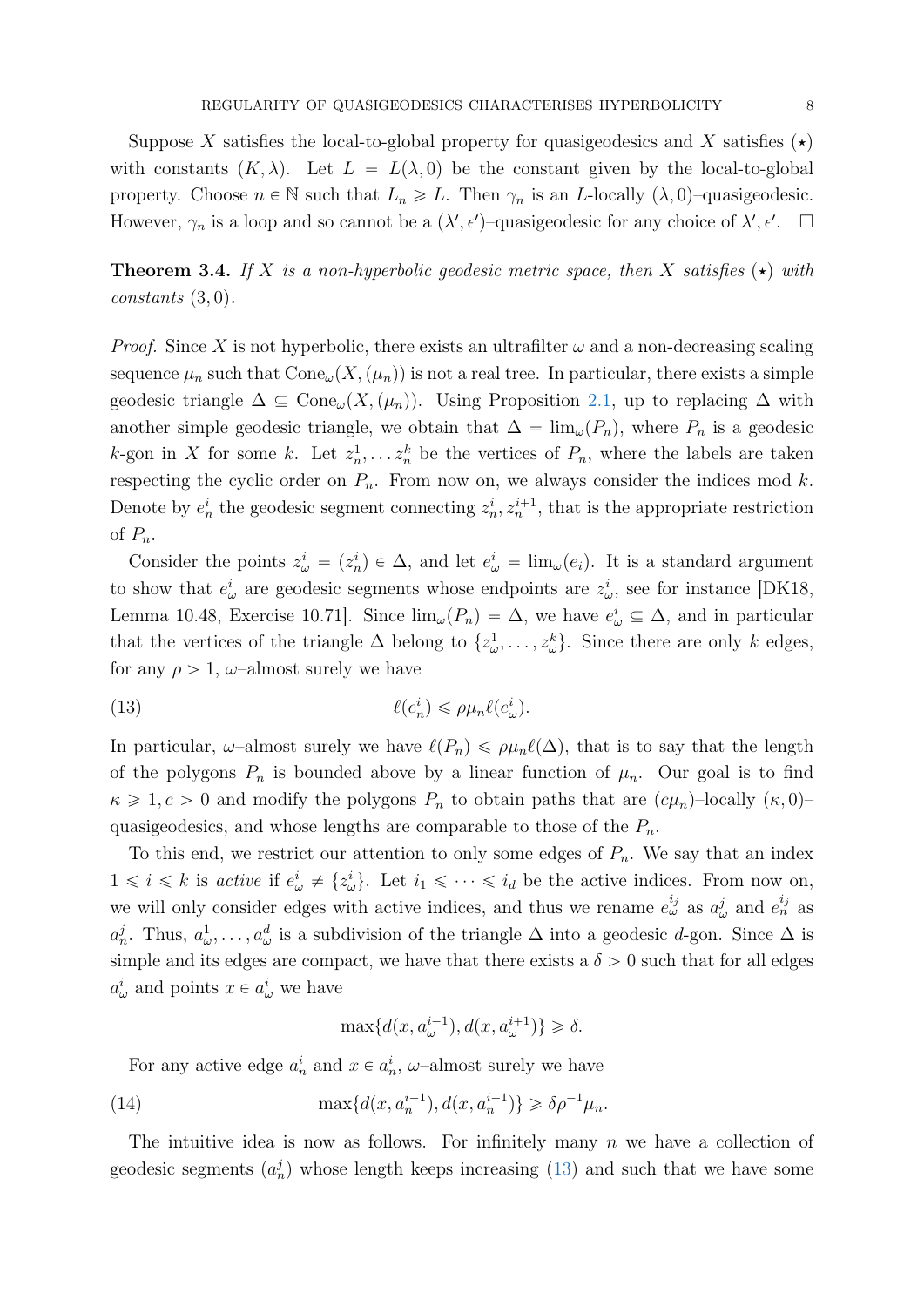Suppose $X$ satisfies the local-to-global property for quasigeodesics and $X$ satisfies $(\star)$ with constants $(K, \lambda)$. Let $L = L(\lambda, 0)$ be the constant given by the local-to-global property. Choose $n \in \mathbb{N}$ such that $L_n \geqslant L$. Then $\gamma_n$ is an $L$-locally $(\lambda, 0)$–quasigeodesic. However, $\gamma_n$ is a loop and so cannot be a $(\lambda', \epsilon')$–quasigeodesic for any choice of $\lambda', \epsilon'$. $\square$

**Theorem 3.4.** *If $X$ is a non-hyperbolic geodesic metric space, then $X$ satisfies $(\star)$ with constants $(3, 0)$.*

*Proof.* Since $X$ is not hyperbolic, there exists an ultrafilter $\omega$ and a non-decreasing scaling sequence $\mu_n$ such that $\mathrm{Cone}_\omega(X, (\mu_n))$ is not a real tree. In particular, there exists a simple geodesic triangle $\Delta \subseteq \mathrm{Cone}_\omega(X, (\mu_n))$. Using Proposition 2.1, up to replacing $\Delta$ with another simple geodesic triangle, we obtain that $\Delta = \lim_\omega(P_n)$, where $P_n$ is a geodesic $k$-gon in $X$ for some $k$. Let $z_n^1, \dots z_n^k$ be the vertices of $P_n$, where the labels are taken respecting the cyclic order on $P_n$. From now on, we always consider the indices mod $k$. Denote by $e_n^i$ the geodesic segment connecting $z_n^i, z_n^{i+1}$, that is the appropriate restriction of $P_n$.

Consider the points $z_\omega^i = (z_n^i) \in \Delta$, and let $e_\omega^i = \lim_\omega(e_i)$. It is a standard argument to show that $e_\omega^i$ are geodesic segments whose endpoints are $z_\omega^i$, see for instance [DK18, Lemma 10.48, Exercise 10.71]. Since $\lim_\omega(P_n) = \Delta$, we have $e_\omega^i \subseteq \Delta$, and in particular that the vertices of the triangle $\Delta$ belong to $\{z_\omega^1, \dots, z_\omega^k\}$. Since there are only $k$ edges, for any $\rho > 1$, $\omega$–almost surely we have

$$\ell(e_n^i) \leqslant \rho \mu_n \ell(e_\omega^i). \tag{13}$$

In particular, $\omega$–almost surely we have $\ell(P_n) \leqslant \rho \mu_n \ell(\Delta)$, that is to say that the length of the polygons $P_n$ is bounded above by a linear function of $\mu_n$. Our goal is to find $\kappa \geqslant 1, c > 0$ and modify the polygons $P_n$ to obtain paths that are $(c\mu_n)$–locally $(\kappa, 0)$–quasigeodesics, and whose lengths are comparable to those of the $P_n$.

To this end, we restrict our attention to only some edges of $P_n$. We say that an index $1 \leqslant i \leqslant k$ is *active* if $e_\omega^i \neq \{z_\omega^i\}$. Let $i_1 \leqslant \dots \leqslant i_d$ be the active indices. From now on, we will only consider edges with active indices, and thus we rename $e_\omega^{i_j}$ as $a_\omega^j$ and $e_n^{i_j}$ as $a_n^j$. Thus, $a_\omega^1, \dots, a_\omega^d$ is a subdivision of the triangle $\Delta$ into a geodesic $d$-gon. Since $\Delta$ is simple and its edges are compact, we have that there exists a $\delta > 0$ such that for all edges $a_\omega^i$ and points $x \in a_\omega^i$ we have

$$\max\{d(x, a_\omega^{i-1}), d(x, a_\omega^{i+1})\} \geqslant \delta.$$

For any active edge $a_n^i$ and $x \in a_n^i$, $\omega$–almost surely we have

$$\max\{d(x, a_n^{i-1}), d(x, a_n^{i+1})\} \geqslant \delta \rho^{-1} \mu_n. \tag{14}$$

The intuitive idea is now as follows. For infinitely many $n$ we have a collection of geodesic segments $(a_n^j)$ whose length keeps increasing (13) and such that we have some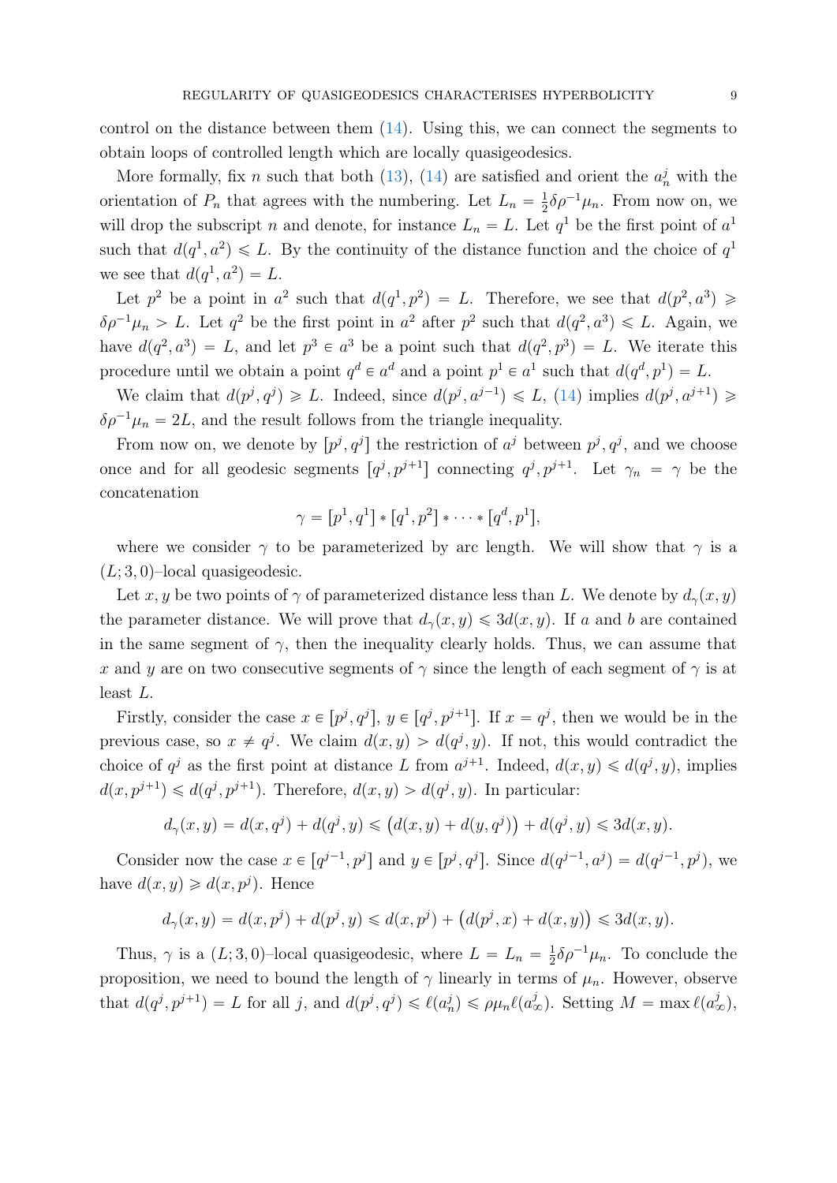control on the distance between them (14). Using this, we can connect the segments to obtain loops of controlled length which are locally quasigeodesics.

More formally, fix $n$ such that both (13), (14) are satisfied and orient the $a_n^j$ with the orientation of $P_n$ that agrees with the numbering. Let $L_n = \frac{1}{2}\delta\rho^{-1}\mu_n$. From now on, we will drop the subscript $n$ and denote, for instance $L_n = L$. Let $q^1$ be the first point of $a^1$ such that $d(q^1, a^2) \leqslant L$. By the continuity of the distance function and the choice of $q^1$ we see that $d(q^1, a^2) = L$.

Let $p^2$ be a point in $a^2$ such that $d(q^1, p^2) = L$. Therefore, we see that $d(p^2, a^3) \geqslant \delta\rho^{-1}\mu_n > L$. Let $q^2$ be the first point in $a^2$ after $p^2$ such that $d(q^2, a^3) \leqslant L$. Again, we have $d(q^2, a^3) = L$, and let $p^3 \in a^3$ be a point such that $d(q^2, p^3) = L$. We iterate this procedure until we obtain a point $q^d \in a^d$ and a point $p^1 \in a^1$ such that $d(q^d, p^1) = L$.

We claim that $d(p^j, q^j) \geqslant L$. Indeed, since $d(p^j, a^{j-1}) \leqslant L$, (14) implies $d(p^j, a^{j+1}) \geqslant \delta\rho^{-1}\mu_n = 2L$, and the result follows from the triangle inequality.

From now on, we denote by $[p^j, q^j]$ the restriction of $a^j$ between $p^j, q^j$, and we choose once and for all geodesic segments $[q^j, p^{j+1}]$ connecting $q^j, p^{j+1}$. Let $\gamma_n = \gamma$ be the concatenation

$$\gamma = [p^1, q^1] * [q^1, p^2] * \cdots * [q^d, p^1],$$

where we consider $\gamma$ to be parameterized by arc length. We will show that $\gamma$ is a $(L; 3, 0)$–local quasigeodesic.

Let $x, y$ be two points of $\gamma$ of parameterized distance less than $L$. We denote by $d_\gamma(x, y)$ the parameter distance. We will prove that $d_\gamma(x, y) \leqslant 3d(x, y)$. If $a$ and $b$ are contained in the same segment of $\gamma$, then the inequality clearly holds. Thus, we can assume that $x$ and $y$ are on two consecutive segments of $\gamma$ since the length of each segment of $\gamma$ is at least $L$.

Firstly, consider the case $x \in [p^j, q^j]$, $y \in [q^j, p^{j+1}]$. If $x = q^j$, then we would be in the previous case, so $x \neq q^j$. We claim $d(x, y) > d(q^j, y)$. If not, this would contradict the choice of $q^j$ as the first point at distance $L$ from $a^{j+1}$. Indeed, $d(x, y) \leqslant d(q^j, y)$, implies $d(x, p^{j+1}) \leqslant d(q^j, p^{j+1})$. Therefore, $d(x, y) > d(q^j, y)$. In particular:

$$d_\gamma(x, y) = d(x, q^j) + d(q^j, y) \leqslant \big(d(x, y) + d(y, q^j)\big) + d(q^j, y) \leqslant 3d(x, y).$$

Consider now the case $x \in [q^{j-1}, p^j]$ and $y \in [p^j, q^j]$. Since $d(q^{j-1}, a^j) = d(q^{j-1}, p^j)$, we have $d(x, y) \geqslant d(x, p^j)$. Hence

$$d_\gamma(x, y) = d(x, p^j) + d(p^j, y) \leqslant d(x, p^j) + \big(d(p^j, x) + d(x, y)\big) \leqslant 3d(x, y).$$

Thus, $\gamma$ is a $(L; 3, 0)$–local quasigeodesic, where $L = L_n = \frac{1}{2}\delta\rho^{-1}\mu_n$. To conclude the proposition, we need to bound the length of $\gamma$ linearly in terms of $\mu_n$. However, observe that $d(q^j, p^{j+1}) = L$ for all $j$, and $d(p^j, q^j) \leqslant \ell(a_n^j) \leqslant \rho\mu_n\ell(a_\infty^j)$. Setting $M = \max \ell(a_\infty^j)$,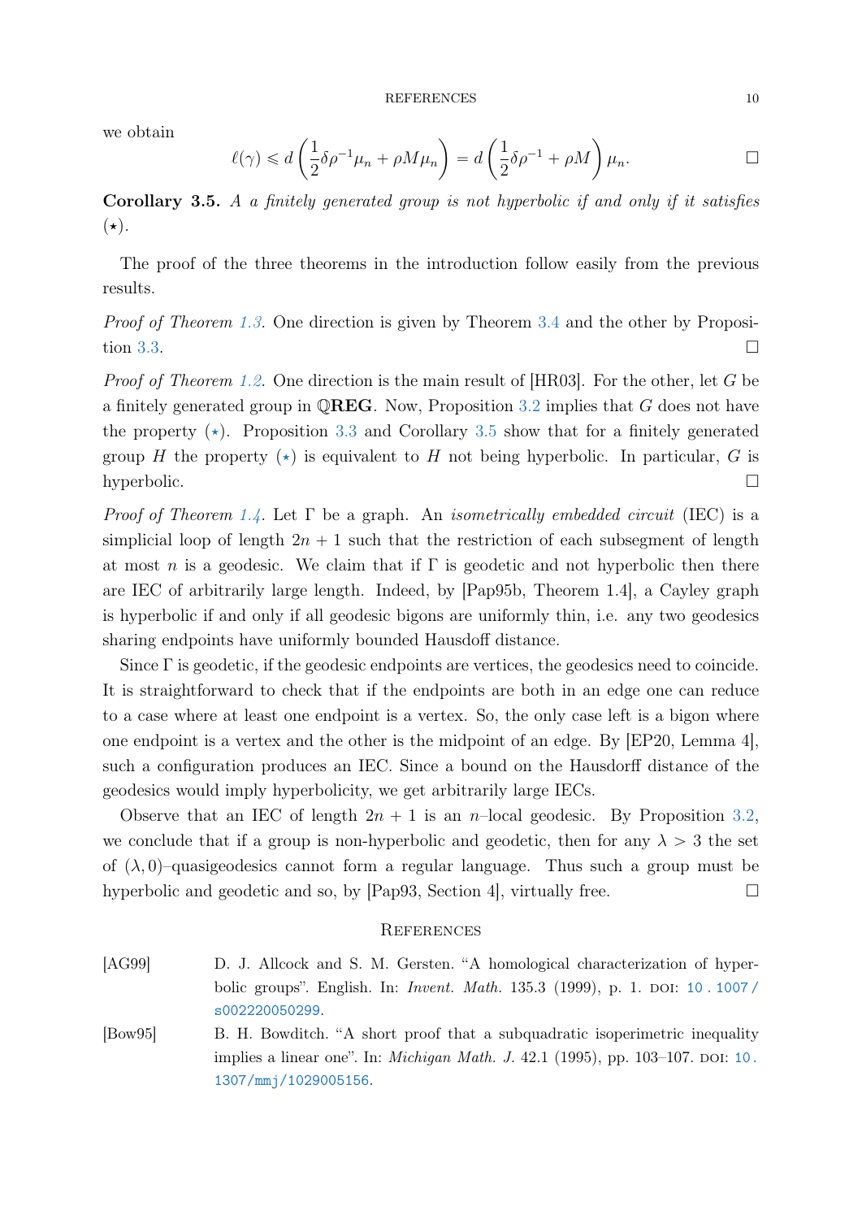we obtain

$$\ell(\gamma) \leqslant d\left(\frac{1}{2}\delta\rho^{-1}\mu_n + \rho M\mu_n\right) = d\left(\frac{1}{2}\delta\rho^{-1} + \rho M\right)\mu_n. \qquad \square$$

**Corollary 3.5.** *A a finitely generated group is not hyperbolic if and only if it satisfies* $(\star)$.

The proof of the three theorems in the introduction follow easily from the previous results.

*Proof of Theorem 1.3.* One direction is given by Theorem 3.4 and the other by Proposition 3.3. $\square$

*Proof of Theorem 1.2.* One direction is the main result of [HR03]. For the other, let $G$ be a finitely generated group in $\mathbb{Q}$**REG**. Now, Proposition 3.2 implies that $G$ does not have the property $(\star)$. Proposition 3.3 and Corollary 3.5 show that for a finitely generated group $H$ the property $(\star)$ is equivalent to $H$ not being hyperbolic. In particular, $G$ is hyperbolic. $\square$

*Proof of Theorem 1.4.* Let $\Gamma$ be a graph. An *isometrically embedded circuit* (IEC) is a simplicial loop of length $2n+1$ such that the restriction of each subsegment of length at most $n$ is a geodesic. We claim that if $\Gamma$ is geodetic and not hyperbolic then there are IEC of arbitrarily large length. Indeed, by [Pap95b, Theorem 1.4], a Cayley graph is hyperbolic if and only if all geodesic bigons are uniformly thin, i.e. any two geodesics sharing endpoints have uniformly bounded Hausdoff distance.

Since $\Gamma$ is geodetic, if the geodesic endpoints are vertices, the geodesics need to coincide. It is straightforward to check that if the endpoints are both in an edge one can reduce to a case where at least one endpoint is a vertex. So, the only case left is a bigon where one endpoint is a vertex and the other is the midpoint of an edge. By [EP20, Lemma 4], such a configuration produces an IEC. Since a bound on the Hausdorff distance of the geodesics would imply hyperbolicity, we get arbitrarily large IECs.

Observe that an IEC of length $2n+1$ is an $n$–local geodesic. By Proposition 3.2, we conclude that if a group is non-hyperbolic and geodetic, then for any $\lambda > 3$ the set of $(\lambda, 0)$–quasigeodesics cannot form a regular language. Thus such a group must be hyperbolic and geodetic and so, by [Pap93, Section 4], virtually free. $\square$

## References

[AG99] D. J. Allcock and S. M. Gersten. "A homological characterization of hyperbolic groups". English. In: *Invent. Math.* 135.3 (1999), p. 1. DOI: 10.1007/s002220050299.

[Bow95] B. H. Bowditch. "A short proof that a subquadratic isoperimetric inequality implies a linear one". In: *Michigan Math. J.* 42.1 (1995), pp. 103–107. DOI: 10.1307/mmj/1029005156.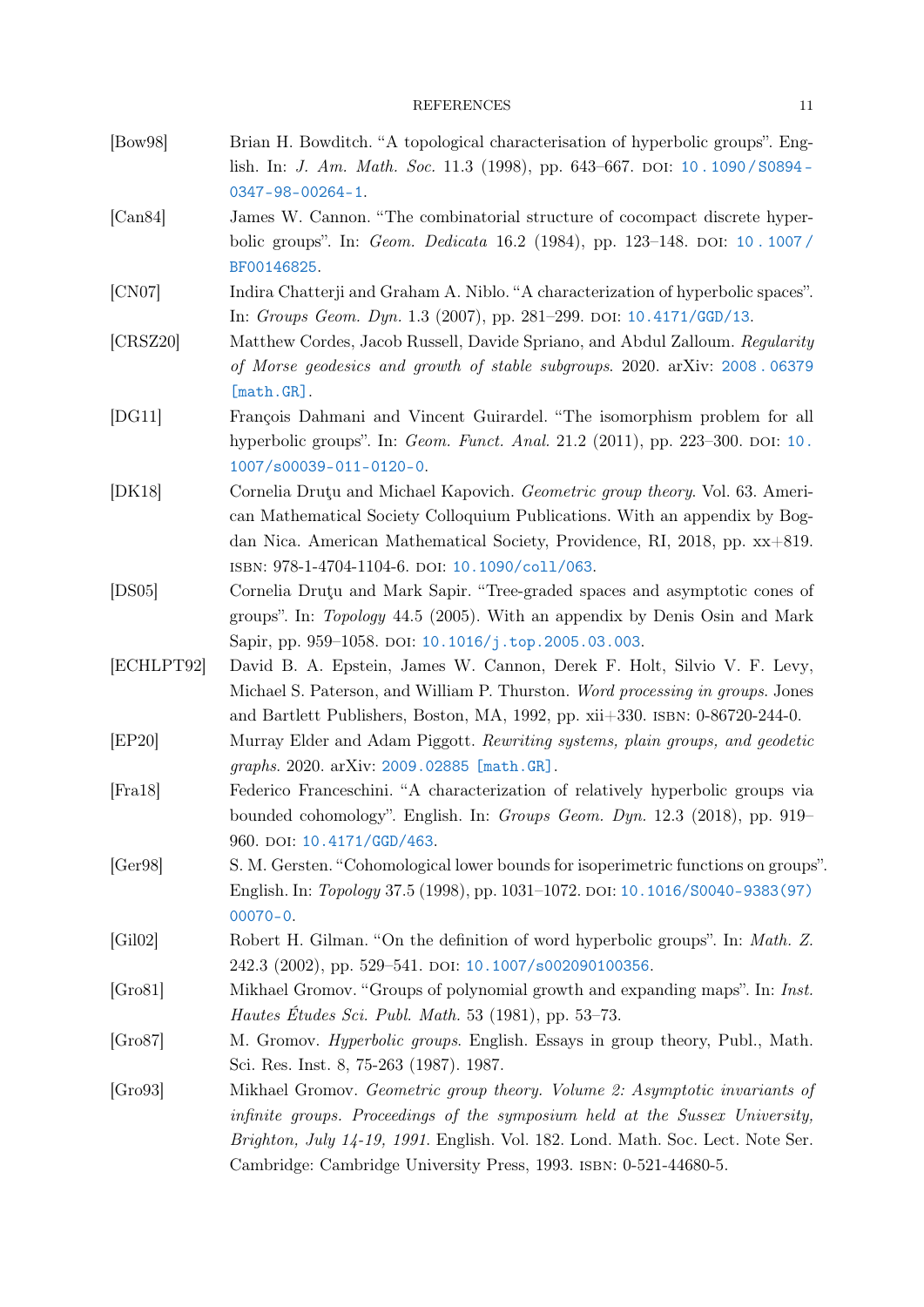[Bow98] Brian H. Bowditch. "A topological characterisation of hyperbolic groups". English. In: *J. Am. Math. Soc.* 11.3 (1998), pp. 643–667. DOI: 10.1090/S0894-0347-98-00264-1.

[Can84] James W. Cannon. "The combinatorial structure of cocompact discrete hyperbolic groups". In: *Geom. Dedicata* 16.2 (1984), pp. 123–148. DOI: 10.1007/BF00146825.

[CN07] Indira Chatterji and Graham A. Niblo. "A characterization of hyperbolic spaces". In: *Groups Geom. Dyn.* 1.3 (2007), pp. 281–299. DOI: 10.4171/GGD/13.

[CRSZ20] Matthew Cordes, Jacob Russell, Davide Spriano, and Abdul Zalloum. *Regularity of Morse geodesics and growth of stable subgroups*. 2020. arXiv: 2008.06379 [math.GR].

[DG11] François Dahmani and Vincent Guirardel. "The isomorphism problem for all hyperbolic groups". In: *Geom. Funct. Anal.* 21.2 (2011), pp. 223–300. DOI: 10.1007/s00039-011-0120-0.

[DK18] Cornelia Druţu and Michael Kapovich. *Geometric group theory*. Vol. 63. American Mathematical Society Colloquium Publications. With an appendix by Bogdan Nica. American Mathematical Society, Providence, RI, 2018, pp. xx+819. ISBN: 978-1-4704-1104-6. DOI: 10.1090/coll/063.

[DS05] Cornelia Druţu and Mark Sapir. "Tree-graded spaces and asymptotic cones of groups". In: *Topology* 44.5 (2005). With an appendix by Denis Osin and Mark Sapir, pp. 959–1058. DOI: 10.1016/j.top.2005.03.003.

[ECHLPT92] David B. A. Epstein, James W. Cannon, Derek F. Holt, Silvio V. F. Levy, Michael S. Paterson, and William P. Thurston. *Word processing in groups*. Jones and Bartlett Publishers, Boston, MA, 1992, pp. xii+330. ISBN: 0-86720-244-0.

[EP20] Murray Elder and Adam Piggott. *Rewriting systems, plain groups, and geodetic graphs*. 2020. arXiv: 2009.02885 [math.GR].

[Fra18] Federico Franceschini. "A characterization of relatively hyperbolic groups via bounded cohomology". English. In: *Groups Geom. Dyn.* 12.3 (2018), pp. 919–960. DOI: 10.4171/GGD/463.

[Ger98] S. M. Gersten. "Cohomological lower bounds for isoperimetric functions on groups". English. In: *Topology* 37.5 (1998), pp. 1031–1072. DOI: 10.1016/S0040-9383(97)00070-0.

[Gil02] Robert H. Gilman. "On the definition of word hyperbolic groups". In: *Math. Z.* 242.3 (2002), pp. 529–541. DOI: 10.1007/s002090100356.

[Gro81] Mikhael Gromov. "Groups of polynomial growth and expanding maps". In: *Inst. Hautes Études Sci. Publ. Math.* 53 (1981), pp. 53–73.

[Gro87] M. Gromov. *Hyperbolic groups*. English. Essays in group theory, Publ., Math. Sci. Res. Inst. 8, 75-263 (1987). 1987.

[Gro93] Mikhael Gromov. *Geometric group theory. Volume 2: Asymptotic invariants of infinite groups. Proceedings of the symposium held at the Sussex University, Brighton, July 14-19, 1991*. English. Vol. 182. Lond. Math. Soc. Lect. Note Ser. Cambridge: Cambridge University Press, 1993. ISBN: 0-521-44680-5.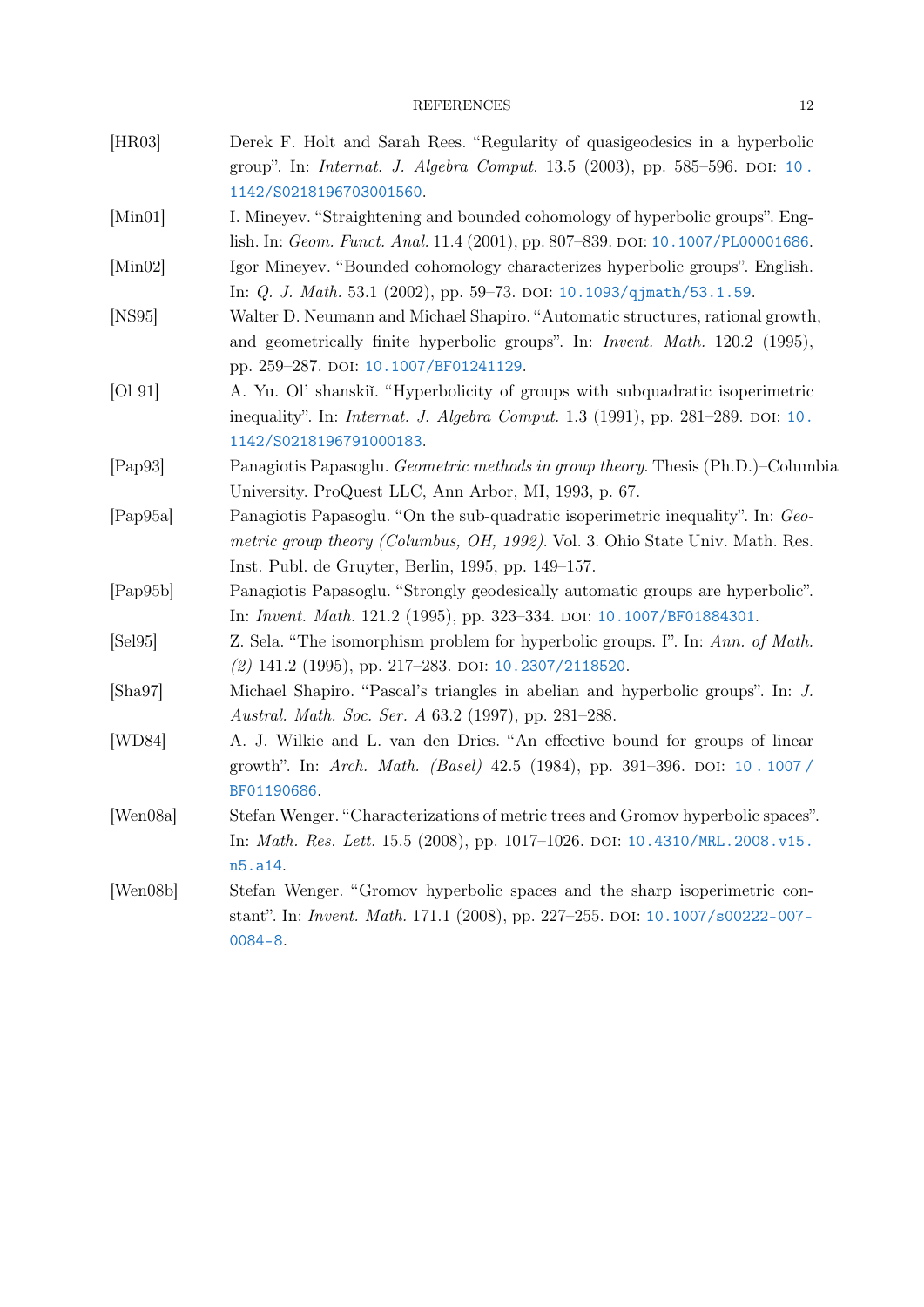[HR03] Derek F. Holt and Sarah Rees. "Regularity of quasigeodesics in a hyperbolic group". In: *Internat. J. Algebra Comput.* 13.5 (2003), pp. 585–596. DOI: 10.1142/S0218196703001560.

[Min01] I. Mineyev. "Straightening and bounded cohomology of hyperbolic groups". English. In: *Geom. Funct. Anal.* 11.4 (2001), pp. 807–839. DOI: 10.1007/PL00001686.

[Min02] Igor Mineyev. "Bounded cohomology characterizes hyperbolic groups". English. In: *Q. J. Math.* 53.1 (2002), pp. 59–73. DOI: 10.1093/qjmath/53.1.59.

[NS95] Walter D. Neumann and Michael Shapiro. "Automatic structures, rational growth, and geometrically finite hyperbolic groups". In: *Invent. Math.* 120.2 (1995), pp. 259–287. DOI: 10.1007/BF01241129.

[Ol 91] A. Yu. Ol' shanskiĭ. "Hyperbolicity of groups with subquadratic isoperimetric inequality". In: *Internat. J. Algebra Comput.* 1.3 (1991), pp. 281–289. DOI: 10.1142/S0218196791000183.

[Pap93] Panagiotis Papasoglu. *Geometric methods in group theory*. Thesis (Ph.D.)–Columbia University. ProQuest LLC, Ann Arbor, MI, 1993, p. 67.

[Pap95a] Panagiotis Papasoglu. "On the sub-quadratic isoperimetric inequality". In: *Geometric group theory (Columbus, OH, 1992)*. Vol. 3. Ohio State Univ. Math. Res. Inst. Publ. de Gruyter, Berlin, 1995, pp. 149–157.

[Pap95b] Panagiotis Papasoglu. "Strongly geodesically automatic groups are hyperbolic". In: *Invent. Math.* 121.2 (1995), pp. 323–334. DOI: 10.1007/BF01884301.

[Sel95] Z. Sela. "The isomorphism problem for hyperbolic groups. I". In: *Ann. of Math. (2)* 141.2 (1995), pp. 217–283. DOI: 10.2307/2118520.

[Sha97] Michael Shapiro. "Pascal's triangles in abelian and hyperbolic groups". In: *J. Austral. Math. Soc. Ser. A* 63.2 (1997), pp. 281–288.

[WD84] A. J. Wilkie and L. van den Dries. "An effective bound for groups of linear growth". In: *Arch. Math. (Basel)* 42.5 (1984), pp. 391–396. DOI: 10.1007/BF01190686.

[Wen08a] Stefan Wenger. "Characterizations of metric trees and Gromov hyperbolic spaces". In: *Math. Res. Lett.* 15.5 (2008), pp. 1017–1026. DOI: 10.4310/MRL.2008.v15.n5.a14.

[Wen08b] Stefan Wenger. "Gromov hyperbolic spaces and the sharp isoperimetric constant". In: *Invent. Math.* 171.1 (2008), pp. 227–255. DOI: 10.1007/s00222-007-0084-8.